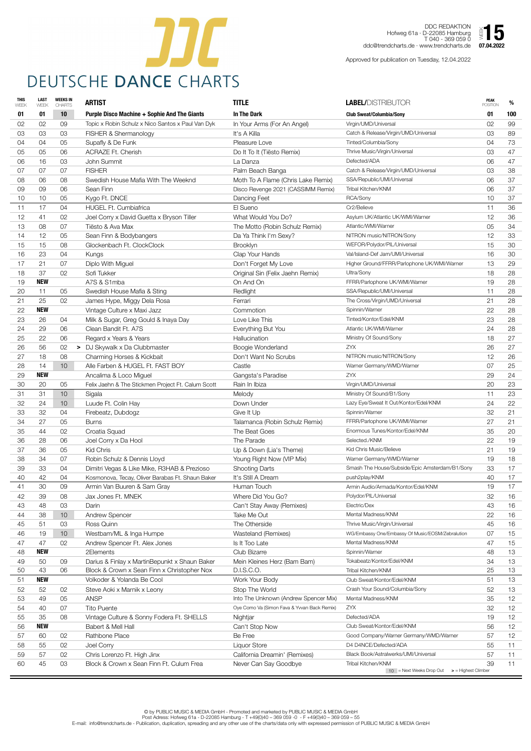# DEUTSCHE DANCE CHARTS

DDC REDAKTION
Hofweg 61a · D-22085 Hamburg
T 040 - 369 059 0
ddc@trendcharts.de · www.trendcharts.de

WEEK **15**
**07.04.2022**

Approved for publication on Tuesday, 12.04.2022

| THIS WEEK | LAST WEEK | WEEKS IN CHARTS | | ARTIST | TITLE | LABEL/DISTRIBUTOR | PEAK POSITION | % |
|---|---|---|---|---|---|---|---|---|
| **01** | **01** | **10** | | **Purple Disco Machine + Sophie And The Giants** | **In The Dark** | **Club Sweat/Columbia/Sony** | **01** | **100** |
| 02 | 02 | 09 | | Topic x Robin Schulz x Nico Santos x Paul Van Dyk | In Your Arms (For An Angel) | Virgin/UMD/Universal | 02 | 99 |
| 03 | 03 | 03 | | FISHER & Shermanology | It's A Killa | Catch & Release/Virgin/UMD/Universal | 03 | 89 |
| 04 | 04 | 05 | | Supafly & De Funk | Pleasure Love | Tinted/Columbia/Sony | 04 | 73 |
| 05 | 05 | 06 | | ACRAZE Ft. Cherish | Do It To It (Tiësto Remix) | Thrive Music/Virgin/Universal | 03 | 47 |
| 06 | 16 | 03 | | John Summit | La Danza | Defected/ADA | 06 | 47 |
| 07 | 07 | 07 | | FISHER | Palm Beach Banga | Catch & Release/Virgin/UMD/Universal | 03 | 38 |
| 08 | 06 | 08 | | Swedish House Mafia With The Weeknd | Moth To A Flame (Chris Lake Remix) | SSA/Republic/UMI/Universal | 06 | 37 |
| 09 | 09 | 06 | | Sean Finn | Disco Revenge 2021 (CASSIMM Remix) | Tribal Kitchen/KNM | 06 | 37 |
| 10 | 10 | 05 | | Kygo Ft. DNCE | Dancing Feet | RCA/Sony | 10 | 37 |
| 11 | 17 | 04 | | HUGEL Ft. Cumbiafrica | El Sueno | Cr2/Believe | 11 | 36 |
| 12 | 41 | 02 | | Joel Corry x David Guetta x Bryson Tiller | What Would You Do? | Asylum UK/Atlantic UK/WMI/Warner | 12 | 36 |
| 13 | 08 | 07 | | Tiësto & Ava Max | The Motto (Robin Schulz Remix) | Atlantic/WMI/Warner | 05 | 34 |
| 14 | 12 | 05 | | Sean Finn & Bodybangers | Da Ya Think I'm Sexy? | NITRON music/NITRON/Sony | 12 | 33 |
| 15 | 15 | 08 | | Glockenbach Ft. ClockClock | Brooklyn | WEFOR/Polydor/PIL/Universal | 15 | 30 |
| 16 | 23 | 04 | | Kungs | Clap Your Hands | Val/Island-Def Jam/UMI/Universal | 16 | 30 |
| 17 | 21 | 07 | | Diplo With Miguel | Don't Forget My Love | Higher Ground/FFRR/Parlophone UK/WMI/Warner | 13 | 29 |
| 18 | 37 | 02 | | Sofi Tukker | Original Sin (Felix Jaehn Remix) | Ultra/Sony | 18 | 28 |
| 19 | **NEW** | | | A7S & S1mba | On And On | FFRR/Parlophone UK/WMI/Warner | 19 | 28 |
| 20 | 11 | 05 | | Swedish House Mafia & Sting | Redlight | SSA/Republic/UMI/Universal | 11 | 28 |
| 21 | 25 | 02 | | James Hype, Miggy Dela Rosa | Ferrari | The Cross/Virgin/UMD/Universal | 21 | 28 |
| 22 | **NEW** | | | Vintage Culture x Maxi Jazz | Commotion | Spinnin/Warner | 22 | 28 |
| 23 | 26 | 04 | | Milk & Sugar, Greg Gould & Inaya Day | Love Like This | Tinted/Kontor/Edel/KNM | 23 | 28 |
| 24 | 29 | 06 | | Clean Bandit Ft. A7S | Everything But You | Atlantic UK/WMI/Warner | 24 | 28 |
| 25 | 22 | 06 | | Regard x Years & Years | Hallucination | Ministry Of Sound/Sony | 18 | 27 |
| 26 | 56 | 02 | > | DJ Skywalk x Da Clubbmaster | Boogie Wonderland | ZYX | 26 | 27 |
| 27 | 18 | 08 | | Charming Horses & Kickbait | Don't Want No Scrubs | NITRON music/NITRON/Sony | 12 | 26 |
| 28 | 14 | 10 | | Alle Farben & HUGEL Ft. FAST BOY | Castle | Warner Germany/WMD/Warner | 07 | 25 |
| 29 | **NEW** | | | Ancalima & Loco Miguel | Gangsta's Paradise | ZYX | 29 | 24 |
| 30 | 20 | 05 | | Felix Jaehn & The Stickmen Project Ft. Calum Scott | Rain In Ibiza | Virgin/UMD/Universal | 20 | 23 |
| 31 | 31 | 10 | | Sigala | Melody | Ministry Of Sound/B1/Sony | 11 | 23 |
| 32 | 24 | 10 | | Luude Ft. Colin Hay | Down Under | Lazy Eye/Sweat It Out/Kontor/Edel/KNM | 24 | 22 |
| 33 | 32 | 04 | | Firebeatz, Dubdogz | Give It Up | Spinnin/Warner | 32 | 21 |
| 34 | 27 | 05 | | Burns | Talamanca (Robin Schulz Remix) | FFRR/Parlophone UK/WMI/Warner | 27 | 21 |
| 35 | 44 | 02 | | Croatia Squad | The Beat Goes | Enormous Tunes/Kontor/Edel/KNM | 35 | 20 |
| 36 | 28 | 06 | | Joel Corry x Da Hool | The Parade | Selected./KNM | 22 | 19 |
| 37 | 36 | 05 | | Kid Chris | Up & Down (Lia's Theme) | Kid Chris Music/Believe | 21 | 19 |
| 38 | 34 | 07 | | Robin Schulz & Dennis Lloyd | Young Right Now (VIP Mix) | Warner Germany/WMD/Warner | 19 | 18 |
| 39 | 33 | 04 | | Dimitri Vegas & Like Mike, R3HAB & Prezioso | Shooting Darts | Smash The House/Subside/Epic Amsterdam/B1/Sony | 33 | 17 |
| 40 | 42 | 04 | | Kosmonova, Tecay, Oliver Barabas Ft. Shaun Baker | It's Still A Dream | push2play/KNM | 40 | 17 |
| 41 | 30 | 09 | | Armin Van Buuren & Sam Gray | Human Touch | Armin Audio/Armada/Kontor/Edel/KNM | 19 | 17 |
| 42 | 39 | 08 | | Jax Jones Ft. MNEK | Where Did You Go? | Polydor/PIL/Universal | 32 | 16 |
| 43 | 48 | 03 | | Darin | Can't Stay Away (Remixes) | Electric/Dex | 43 | 16 |
| 44 | 38 | 10 | | Andrew Spencer | Take Me Out | Mental Madness/KNM | 22 | 16 |
| 45 | 51 | 03 | | Ross Quinn | The Otherside | Thrive Music/Virgin/Universal | 45 | 16 |
| 46 | 19 | 10 | | Westbam/ML & Inga Humpe | Wasteland (Remixes) | WG/Embassy One/Embassy Of Music/EOSM/Zebralution | 07 | 15 |
| 47 | 47 | 02 | | Andrew Spencer Ft. Alex Jones | Is It Too Late | Mental Madness/KNM | 47 | 15 |
| 48 | **NEW** | | | 2Elements | Club Bizarre | Spinnin/Warner | 48 | 13 |
| 49 | 50 | 09 | | Darius & Finlay x MartinBepunkt x Shaun Baker | Mein Kleines Herz (Bam Bam) | Tokabeatz/Kontor/Edel/KNM | 34 | 13 |
| 50 | 43 | 06 | | Block & Crown x Sean Finn x Christopher Nox | D.I.S.C.O. | Tribal Kitchen/KNM | 25 | 13 |
| 51 | **NEW** | | | Volkoder & Yolanda Be Cool | Work Your Body | Club Sweat/Kontor/Edel/KNM | 51 | 13 |
| 52 | 52 | 02 | | Steve Aoki x Marnik x Leony | Stop The World | Crash Your Sound/Columbia/Sony | 52 | 13 |
| 53 | 49 | 05 | | ANSP | Into The Unknown (Andrew Spencer Mix) | Mental Madness/KNM | 35 | 12 |
| 54 | 40 | 07 | | Tito Puente | Oye Como Va (Simon Fava & Yvvan Back Remix) | ZYX | 32 | 12 |
| 55 | 35 | 08 | | Vintage Culture & Sonny Fodera Ft. SHELLS | Nightjar | Defected/ADA | 19 | 12 |
| 56 | **NEW** | | | Babert & Mell Hall | Can't Stop Now | Club Sweat/Kontor/Edel/KNM | 56 | 12 |
| 57 | 60 | 02 | | Rathbone Place | Be Free | Good Company/Warner Germany/WMD/Warner | 57 | 12 |
| 58 | 55 | 02 | | Joel Corry | Liquor Store | D4 D4NCE/Defected/ADA | 55 | 11 |
| 59 | 57 | 02 | | Chris Lorenzo Ft. High Jinx | California Dreamin' (Remixes) | Black Book/Astralwerks/UMI/Universal | 57 | 11 |
| 60 | 45 | 03 | | Block & Crown x Sean Finn Ft. Culum Frea | Never Can Say Goodbye | Tribal Kitchen/KNM | 39 | 11 |

10 = Next Weeks Drop Out  > = Highest Climber

© by PUBLIC MUSIC & MEDIA GmbH - Promoted and marketed by PUBLIC MUSIC & MEDIA GmbH
Post Adress: Hofweg 61a - D-22085 Hamburg - T +49(0)40 – 369 059 -0 - F +49(0)40 – 369 059 – 55
E-mail: info@trendcharts.de - Publication, duplication, spreading and any other use of the charts/data only with expressed permission of PUBLIC MUSIC & MEDIA GmbH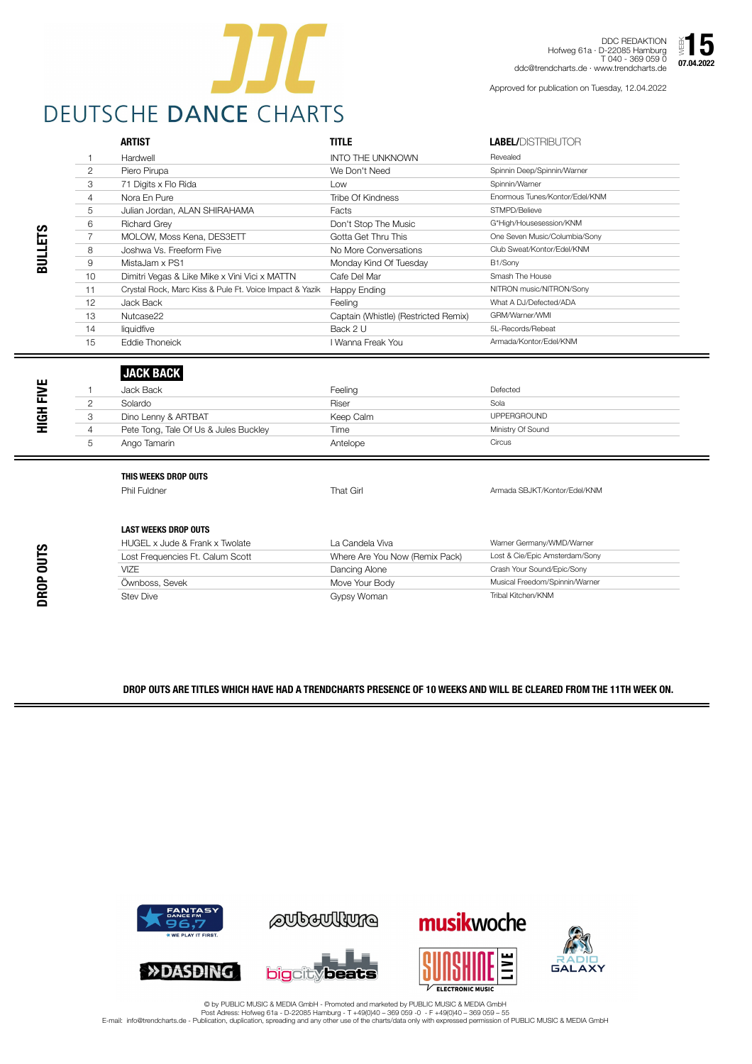# DEUTSCHE DANCE CHARTS

DDC REDAKTION
Hofweg 61a · D-22085 Hamburg
T 040 - 369 059 0
ddc@trendcharts.de · www.trendcharts.de

WEEK **15**
**07.04.2022**

Approved for publication on Tuesday, 12.04.2022

## BULLETS

| | ARTIST | TITLE | LABEL/DISTRIBUTOR |
|---|---|---|---|
| 1 | Hardwell | INTO THE UNKNOWN | Revealed |
| 2 | Piero Pirupa | We Don't Need | Spinnin Deep/Spinnin/Warner |
| 3 | 71 Digits x Flo Rida | Low | Spinnin/Warner |
| 4 | Nora En Pure | Tribe Of Kindness | Enormous Tunes/Kontor/Edel/KNM |
| 5 | Julian Jordan, ALAN SHIRAHAMA | Facts | STMPD/Believe |
| 6 | Richard Grey | Don't Stop The Music | G*High/Housesession/KNM |
| 7 | MOLOW, Moss Kena, DES3ETT | Gotta Get Thru This | One Seven Music/Columbia/Sony |
| 8 | Joshwa Vs. Freeform Five | No More Conversations | Club Sweat/Kontor/Edel/KNM |
| 9 | MistaJam x PS1 | Monday Kind Of Tuesday | B1/Sony |
| 10 | Dimitri Vegas & Like Mike x Vini Vici x MATTN | Cafe Del Mar | Smash The House |
| 11 | Crystal Rock, Marc Kiss & Pule Ft. Voice Impact & Yazik | Happy Ending | NITRON music/NITRON/Sony |
| 12 | Jack Back | Feeling | What A DJ/Defected/ADA |
| 13 | Nutcase22 | Captain (Whistle) (Restricted Remix) | GRM/Warner/WMI |
| 14 | liquidfive | Back 2 U | 5L-Records/Rebeat |
| 15 | Eddie Thoneick | I Wanna Freak You | Armada/Kontor/Edel/KNM |

## HIGH FIVE

**JACK BACK**

| | | | |
|---|---|---|---|
| 1 | Jack Back | Feeling | Defected |
| 2 | Solardo | Riser | Sola |
| 3 | Dino Lenny & ARTBAT | Keep Calm | UPPERGROUND |
| 4 | Pete Tong, Tale Of Us & Jules Buckley | Time | Ministry Of Sound |
| 5 | Ango Tamarin | Antelope | Circus |

## DROP OUTS

**THIS WEEKS DROP OUTS**

| | | |
|---|---|---|
| Phil Fuldner | That Girl | Armada SBJKT/Kontor/Edel/KNM |

**LAST WEEKS DROP OUTS**

| | | |
|---|---|---|
| HUGEL x Jude & Frank x Twolate | La Candela Viva | Warner Germany/WMD/Warner |
| Lost Frequencies Ft. Calum Scott | Where Are You Now (Remix Pack) | Lost & Cie/Epic Amsterdam/Sony |
| VIZE | Dancing Alone | Crash Your Sound/Epic/Sony |
| Öwnboss, Sevek | Move Your Body | Musical Freedom/Spinnin/Warner |
| Stev Dive | Gypsy Woman | Tribal Kitchen/KNM |

**DROP OUTS ARE TITLES WHICH HAVE HAD A TRENDCHARTS PRESENCE OF 10 WEEKS AND WILL BE CLEARED FROM THE 11TH WEEK ON.**

© by PUBLIC MUSIC & MEDIA GmbH - Promoted and marketed by PUBLIC MUSIC & MEDIA GmbH
Post Adress: Hofweg 61a - D-22085 Hamburg - T +49(0)40 – 369 059 -0 - F +49(0)40 – 369 059 – 55
E-mail: info@trendcharts.de - Publication, duplication, spreading and any other use of the charts/data only with expressed permission of PUBLIC MUSIC & MEDIA GmbH